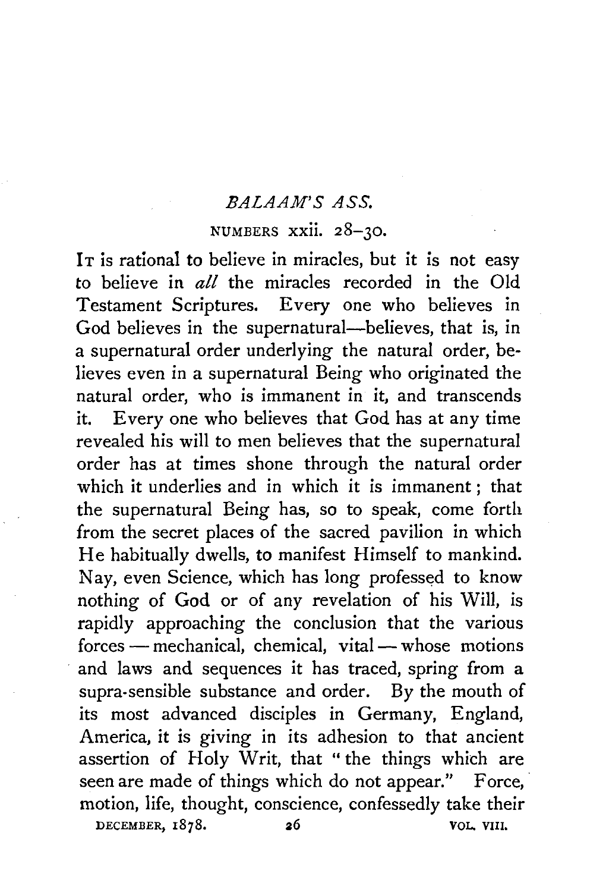# *BALAAM'S ASS.*

NUMBERS xxii. 28–30.

IT is rational to believe in miracles, but it is not easy to believe in *all* the miracles recorded in the Old Testament Scriptures. Every one who believes in God believes in the supernatural—believes, that is, in a supernatural order underlying the natural order, believes even in a supernatural Being who originated the natural order, who is immanent in it, and transcends it. Every one who believes that God has at any time revealed his will to men believes that the supernatural order has at times shone through the natural order which it underlies and in which it is immanent; that the supernatural Being has, so to speak, come forth from the secret places of the sacred pavilion in which He habitually dwells, to manifest Himself to mankind. Nay, even Science, which has long professed to know nothing of God or of any revelation of his Will, is rapidly approaching the conclusion that the various forces — mechanical, chemical, vital — whose motions and laws and sequences it has traced, spring from a supra-sensible substance and order. By the mouth of its most advanced disciples in Germany, England, America, it is giving in its adhesion to that ancient assertion of Holy Writ, that "the things which are seen are made of things which do not appear." Force, motion, life, thought, conscience, confessedly take their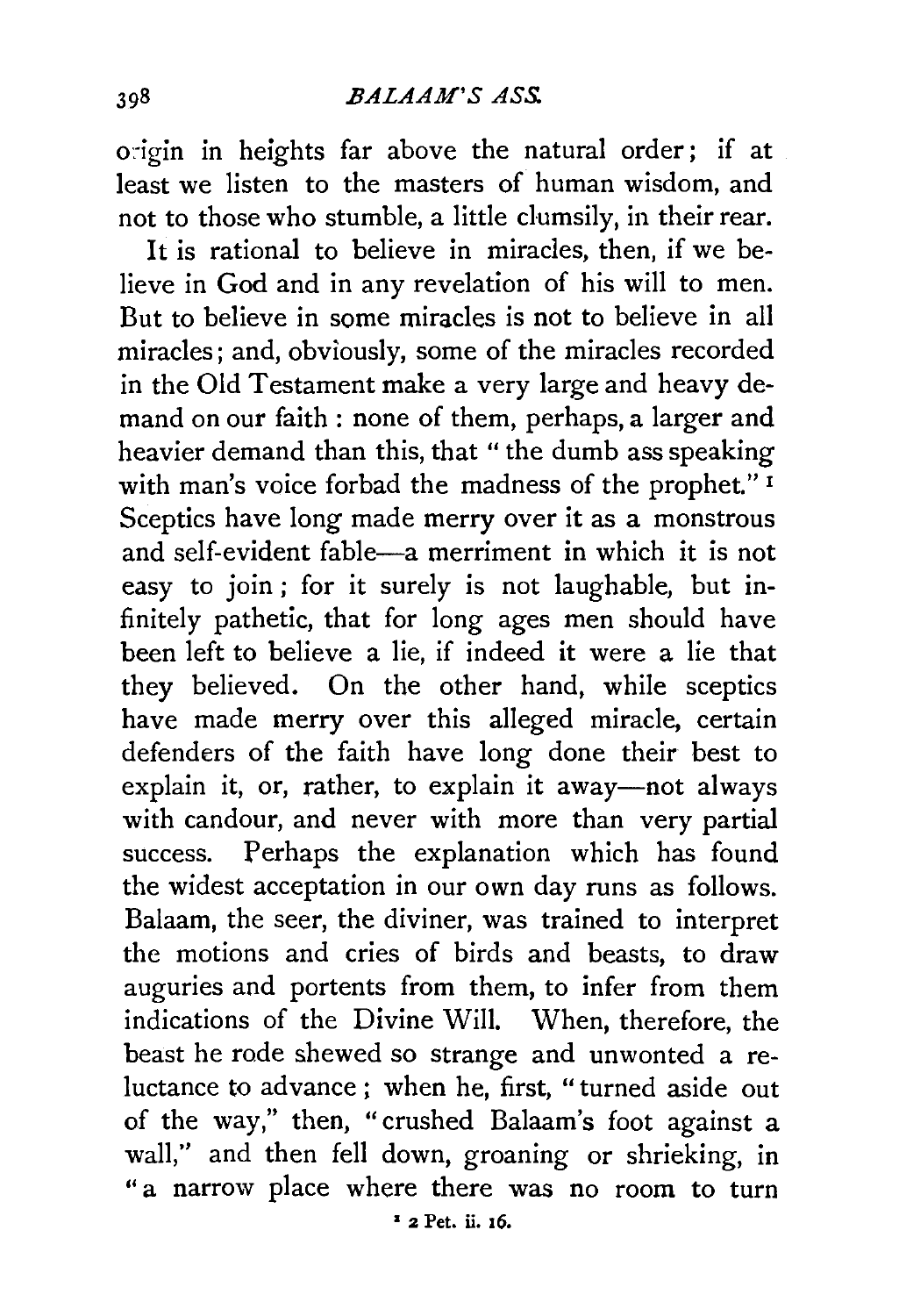origin in heights far above the natural order; if at least we listen to the masters of human wisdom, and not to those who stumble, a little clumsily, in their rear.

It is rational to believe in miracles, then, if we believe in God and in any revelation of his will to men. But to believe in some miracles is not to believe in all miracles; and, obviously, some of the miracles recorded in the Old Testament make a very large and heavy demand on our faith: none of them, perhaps, a larger and heavier demand than this, that "the dumb ass speaking with man's voice forbad the madness of the prophet."[1] Sceptics have long made merry over it as a monstrous and self-evident fable—a merriment in which it is not easy to join; for it surely is not laughable, but infinitely pathetic, that for long ages men should have been left to believe a lie, if indeed it were a lie that they believed. On the other hand, while sceptics have made merry over this alleged miracle, certain defenders of the faith have long done their best to explain it, or, rather, to explain it away—not always with candour, and never with more than very partial success. Perhaps the explanation which has found the widest acceptation in our own day runs as follows. Balaam, the seer, the diviner, was trained to interpret the motions and cries of birds and beasts, to draw auguries and portents from them, to infer from them indications of the Divine Will. When, therefore, the beast he rode shewed so strange and unwonted a reluctance to advance; when he, first, "turned aside out of the way," then, "crushed Balaam's foot against a wall," and then fell down, groaning or shrieking, in "a narrow place where there was no room to turn

[1] 2 Pet. ii. 16.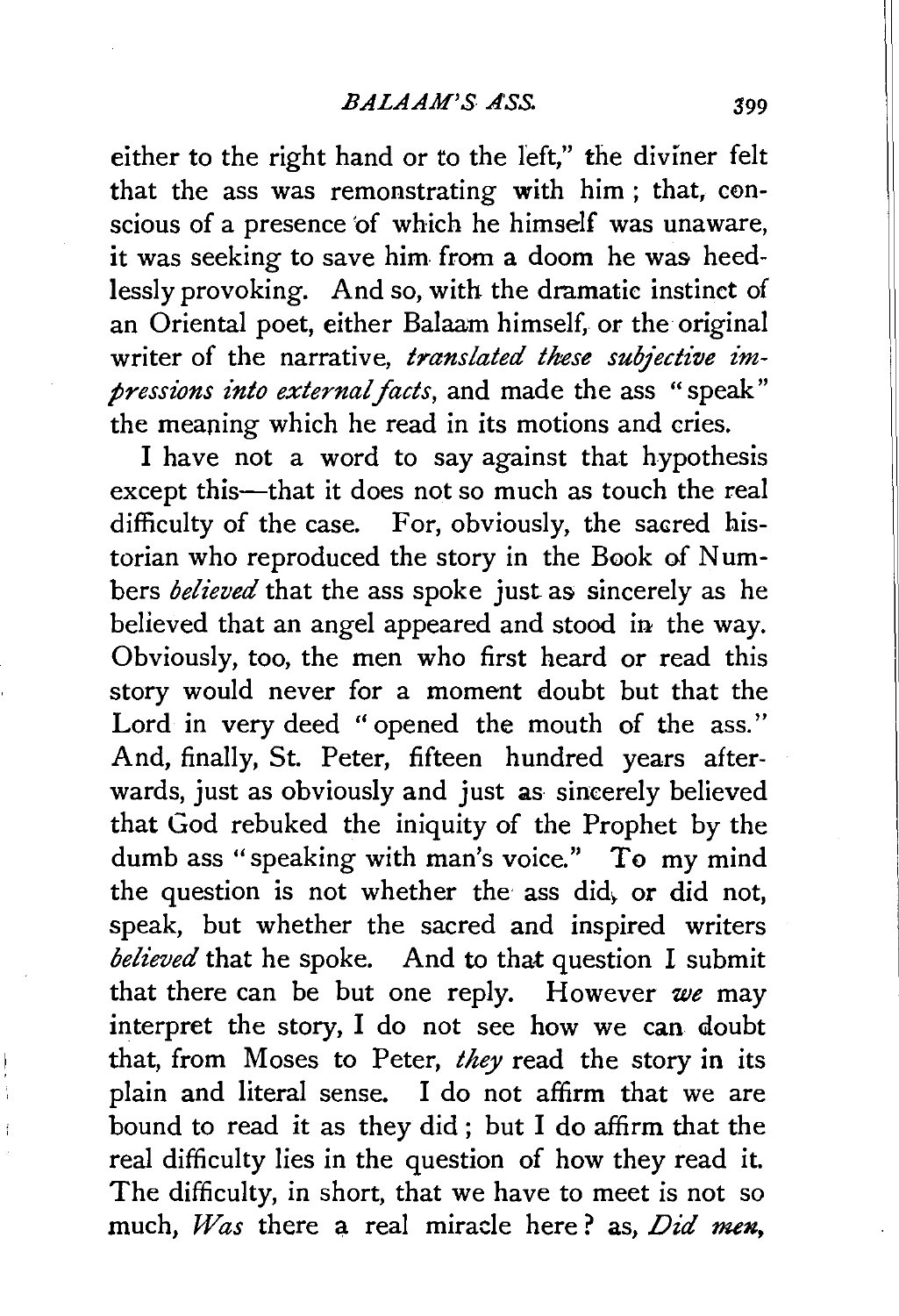either to the right hand or to the left," the diviner felt that the ass was remonstrating with him; that, conscious of a presence of which he himself was unaware, it was seeking to save him from a doom he was heedlessly provoking. And so, with the dramatic instinct of an Oriental poet, either Balaam himself, or the original writer of the narrative, *translated these subjective impressions into external facts*, and made the ass "speak" the meaning which he read in its motions and cries.

I have not a word to say against that hypothesis except this—that it does not so much as touch the real difficulty of the case. For, obviously, the sacred historian who reproduced the story in the Book of Numbers *believed* that the ass spoke just as sincerely as he believed that an angel appeared and stood in the way. Obviously, too, the men who first heard or read this story would never for a moment doubt but that the Lord in very deed "opened the mouth of the ass." And, finally, St. Peter, fifteen hundred years afterwards, just as obviously and just as sincerely believed that God rebuked the iniquity of the Prophet by the dumb ass "speaking with man's voice." To my mind the question is not whether the ass did, or did not, speak, but whether the sacred and inspired writers *believed* that he spoke. And to that question I submit that there can be but one reply. However *we* may interpret the story, I do not see how we can doubt that, from Moses to Peter, *they* read the story in its plain and literal sense. I do not affirm that we are bound to read it as they did; but I do affirm that the real difficulty lies in the question of how they read it. The difficulty, in short, that we have to meet is not so much, *Was* there a real miracle here? as, *Did men,*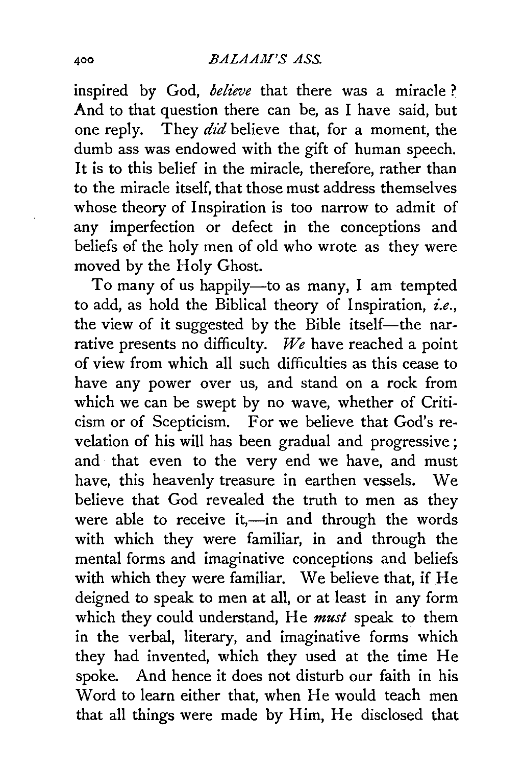inspired by God, *believe* that there was a miracle? And to that question there can be, as I have said, but one reply. They *did* believe that, for a moment, the dumb ass was endowed with the gift of human speech. It is to this belief in the miracle, therefore, rather than to the miracle itself, that those must address themselves whose theory of Inspiration is too narrow to admit of any imperfection or defect in the conceptions and beliefs of the holy men of old who wrote as they were moved by the Holy Ghost.

To many of us happily—to as many, I am tempted to add, as hold the Biblical theory of Inspiration, *i.e.*, the view of it suggested by the Bible itself—the narrative presents no difficulty. *We* have reached a point of view from which all such difficulties as this cease to have any power over us, and stand on a rock from which we can be swept by no wave, whether of Criticism or of Scepticism. For we believe that God's revelation of his will has been gradual and progressive; and that even to the very end we have, and must have, this heavenly treasure in earthen vessels. We believe that God revealed the truth to men as they were able to receive it,—in and through the words with which they were familiar, in and through the mental forms and imaginative conceptions and beliefs with which they were familiar. We believe that, if He deigned to speak to men at all, or at least in any form which they could understand, He *must* speak to them in the verbal, literary, and imaginative forms which they had invented, which they used at the time He spoke. And hence it does not disturb our faith in his Word to learn either that, when He would teach men that all things were made by Him, He disclosed that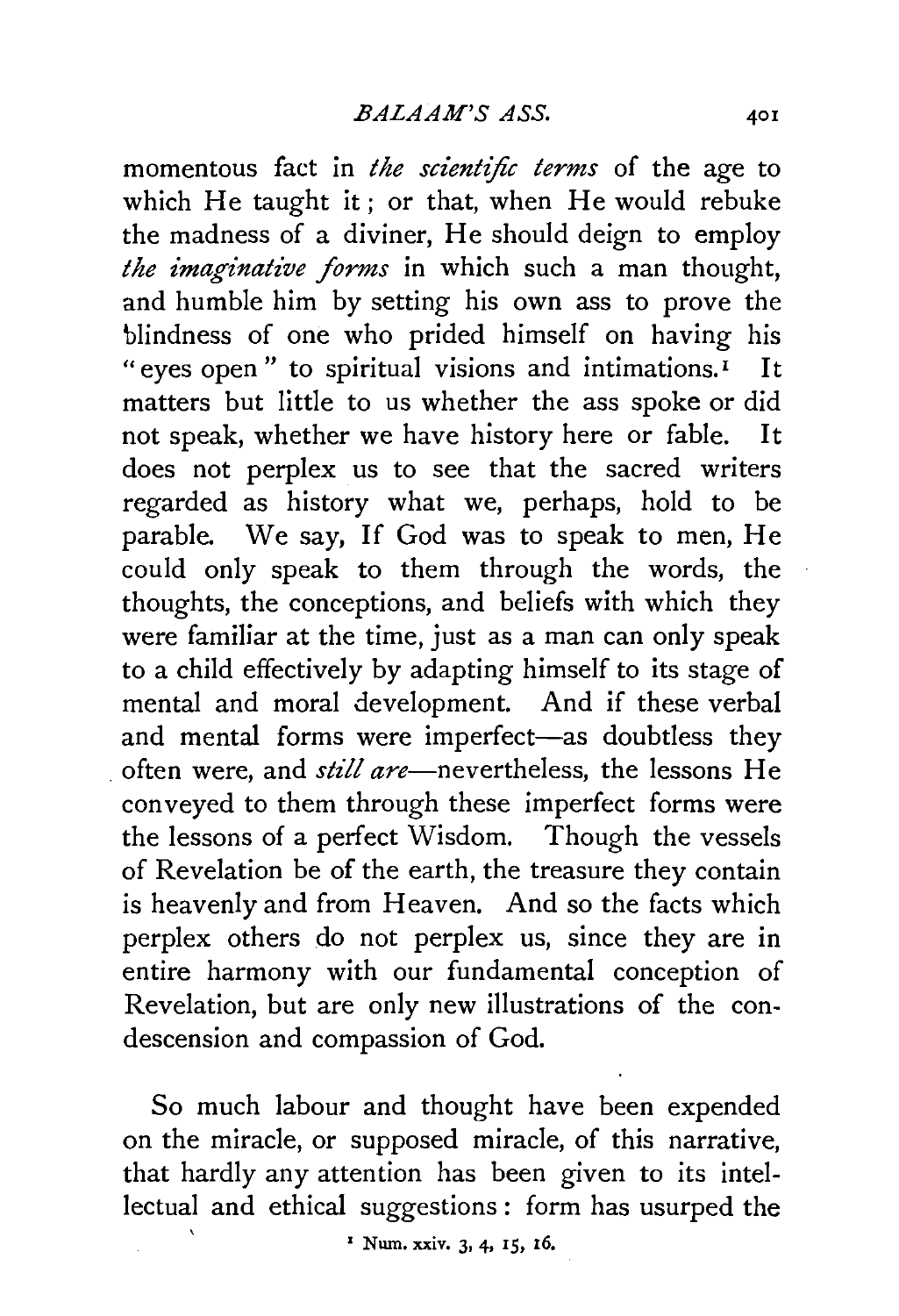momentous fact in *the scientific terms* of the age to which He taught it; or that, when He would rebuke the madness of a diviner, He should deign to employ *the imaginative forms* in which such a man thought, and humble him by setting his own ass to prove the blindness of one who prided himself on having his "eyes open" to spiritual visions and intimations.[1] It matters but little to us whether the ass spoke or did not speak, whether we have history here or fable. It does not perplex us to see that the sacred writers regarded as history what we, perhaps, hold to be parable. We say, If God was to speak to men, He could only speak to them through the words, the thoughts, the conceptions, and beliefs with which they were familiar at the time, just as a man can only speak to a child effectively by adapting himself to its stage of mental and moral development. And if these verbal and mental forms were imperfect—as doubtless they often were, and *still are*—nevertheless, the lessons He conveyed to them through these imperfect forms were the lessons of a perfect Wisdom. Though the vessels of Revelation be of the earth, the treasure they contain is heavenly and from Heaven. And so the facts which perplex others do not perplex us, since they are in entire harmony with our fundamental conception of Revelation, but are only new illustrations of the condescension and compassion of God.

So much labour and thought have been expended on the miracle, or supposed miracle, of this narrative, that hardly any attention has been given to its intellectual and ethical suggestions: form has usurped the

[1] Num. xxiv. 3, 4, 15, 16.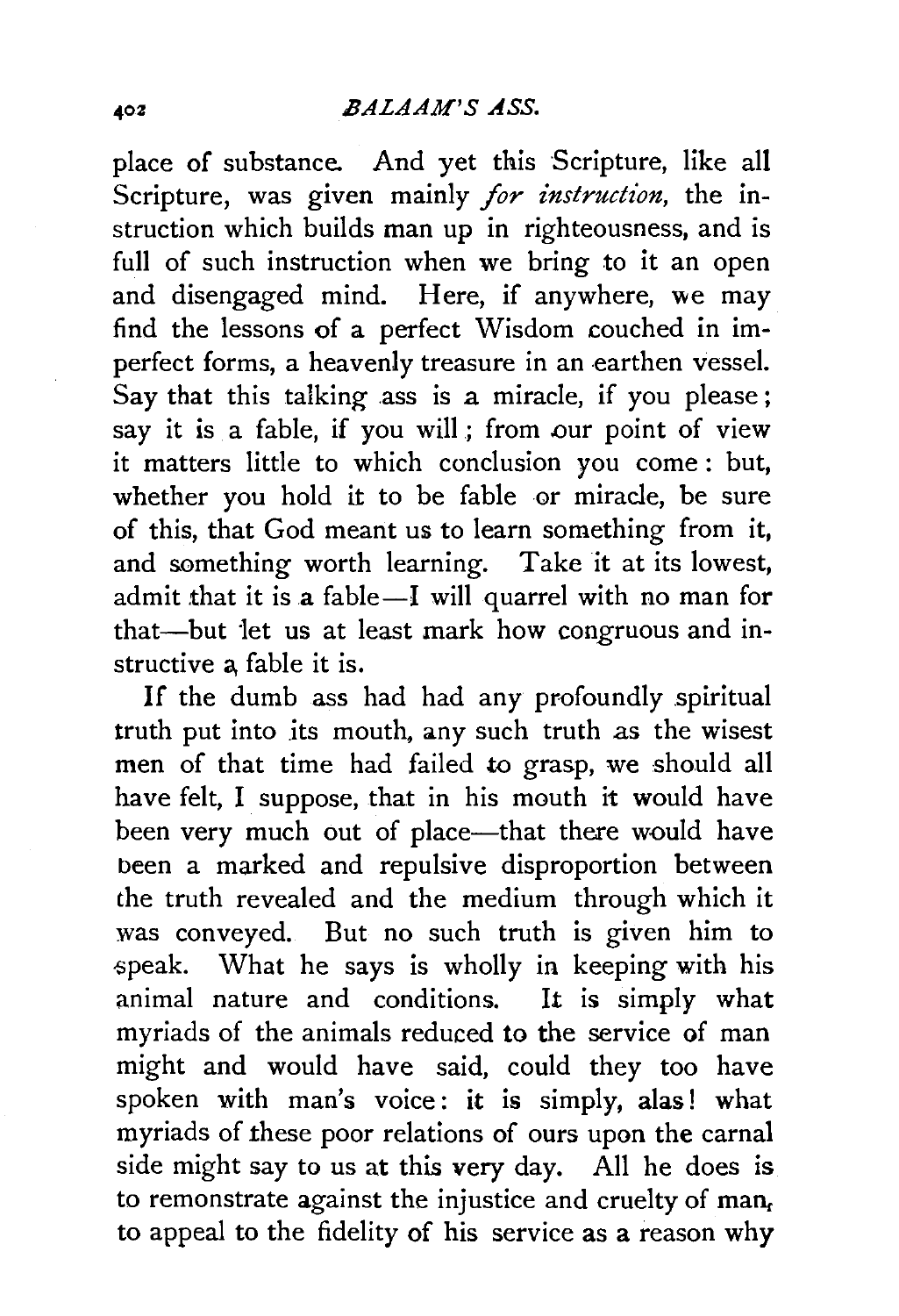place of substance. And yet this Scripture, like all Scripture, was given mainly *for instruction*, the instruction which builds man up in righteousness, and is full of such instruction when we bring to it an open and disengaged mind. Here, if anywhere, we may find the lessons of a perfect Wisdom couched in imperfect forms, a heavenly treasure in an earthen vessel. Say that this talking ass is a miracle, if you please; say it is a fable, if you will; from our point of view it matters little to which conclusion you come: but, whether you hold it to be fable or miracle, be sure of this, that God meant us to learn something from it, and something worth learning. Take it at its lowest, admit that it is a fable—I will quarrel with no man for that—but let us at least mark how congruous and instructive a fable it is.

If the dumb ass had had any profoundly spiritual truth put into its mouth, any such truth as the wisest men of that time had failed to grasp, we should all have felt, I suppose, that in his mouth it would have been very much out of place—that there would have been a marked and repulsive disproportion between the truth revealed and the medium through which it was conveyed. But no such truth is given him to speak. What he says is wholly in keeping with his animal nature and conditions. It is simply what myriads of the animals reduced to the service of man might and would have said, could they too have spoken with man's voice: it is simply, alas! what myriads of these poor relations of ours upon the carnal side might say to us at this very day. All he does is to remonstrate against the injustice and cruelty of man, to appeal to the fidelity of his service as a reason why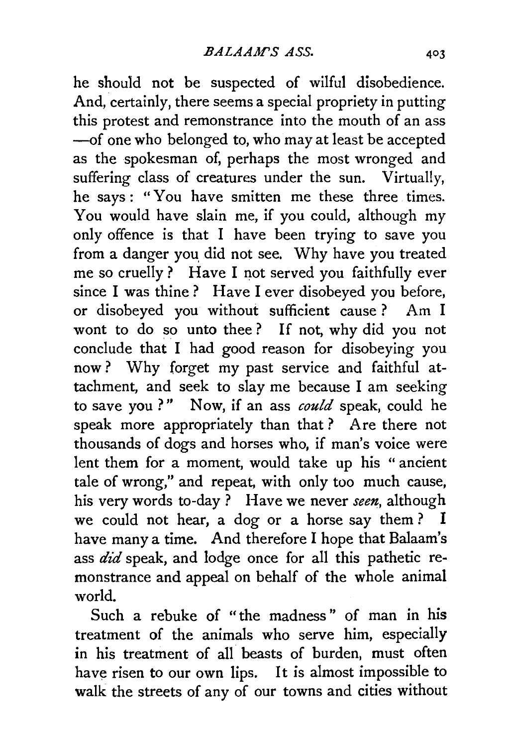he should not be suspected of wilful disobedience. And, certainly, there seems a special propriety in putting this protest and remonstrance into the mouth of an ass —of one who belonged to, who may at least be accepted as the spokesman of, perhaps the most wronged and suffering class of creatures under the sun. Virtually, he says: "You have smitten me these three times. You would have slain me, if you could, although my only offence is that I have been trying to save you from a danger you did not see. Why have you treated me so cruelly? Have I not served you faithfully ever since I was thine? Have I ever disobeyed you before, or disobeyed you without sufficient cause? Am I wont to do so unto thee? If not, why did you not conclude that I had good reason for disobeying you now? Why forget my past service and faithful attachment, and seek to slay me because I am seeking to save you?" Now, if an ass *could* speak, could he speak more appropriately than that? Are there not thousands of dogs and horses who, if man's voice were lent them for a moment, would take up his "ancient tale of wrong," and repeat, with only too much cause, his very words to-day? Have we never *seen*, although we could not hear, a dog or a horse say them? I have many a time. And therefore I hope that Balaam's ass *did* speak, and lodge once for all this pathetic remonstrance and appeal on behalf of the whole animal world.

Such a rebuke of "the madness" of man in his treatment of the animals who serve him, especially in his treatment of all beasts of burden, must often have risen to our own lips. It is almost impossible to walk the streets of any of our towns and cities without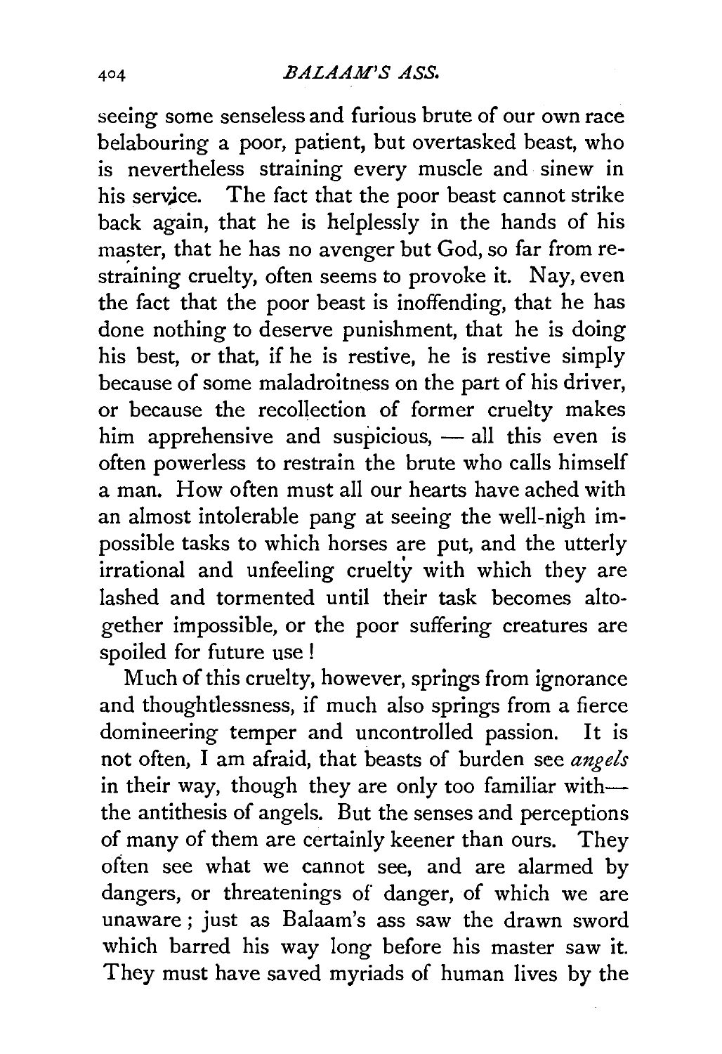seeing some senseless and furious brute of our own race belabouring a poor, patient, but overtasked beast, who is nevertheless straining every muscle and sinew in his service. The fact that the poor beast cannot strike back again, that he is helplessly in the hands of his master, that he has no avenger but God, so far from restraining cruelty, often seems to provoke it. Nay, even the fact that the poor beast is inoffending, that he has done nothing to deserve punishment, that he is doing his best, or that, if he is restive, he is restive simply because of some maladroitness on the part of his driver, or because the recollection of former cruelty makes him apprehensive and suspicious, — all this even is often powerless to restrain the brute who calls himself a man. How often must all our hearts have ached with an almost intolerable pang at seeing the well-nigh impossible tasks to which horses are put, and the utterly irrational and unfeeling cruelty with which they are lashed and tormented until their task becomes altogether impossible, or the poor suffering creatures are spoiled for future use!

Much of this cruelty, however, springs from ignorance and thoughtlessness, if much also springs from a fierce domineering temper and uncontrolled passion. It is not often, I am afraid, that beasts of burden see *angels* in their way, though they are only too familiar with— the antithesis of angels. But the senses and perceptions of many of them are certainly keener than ours. They often see what we cannot see, and are alarmed by dangers, or threatenings of danger, of which we are unaware; just as Balaam's ass saw the drawn sword which barred his way long before his master saw it. They must have saved myriads of human lives by the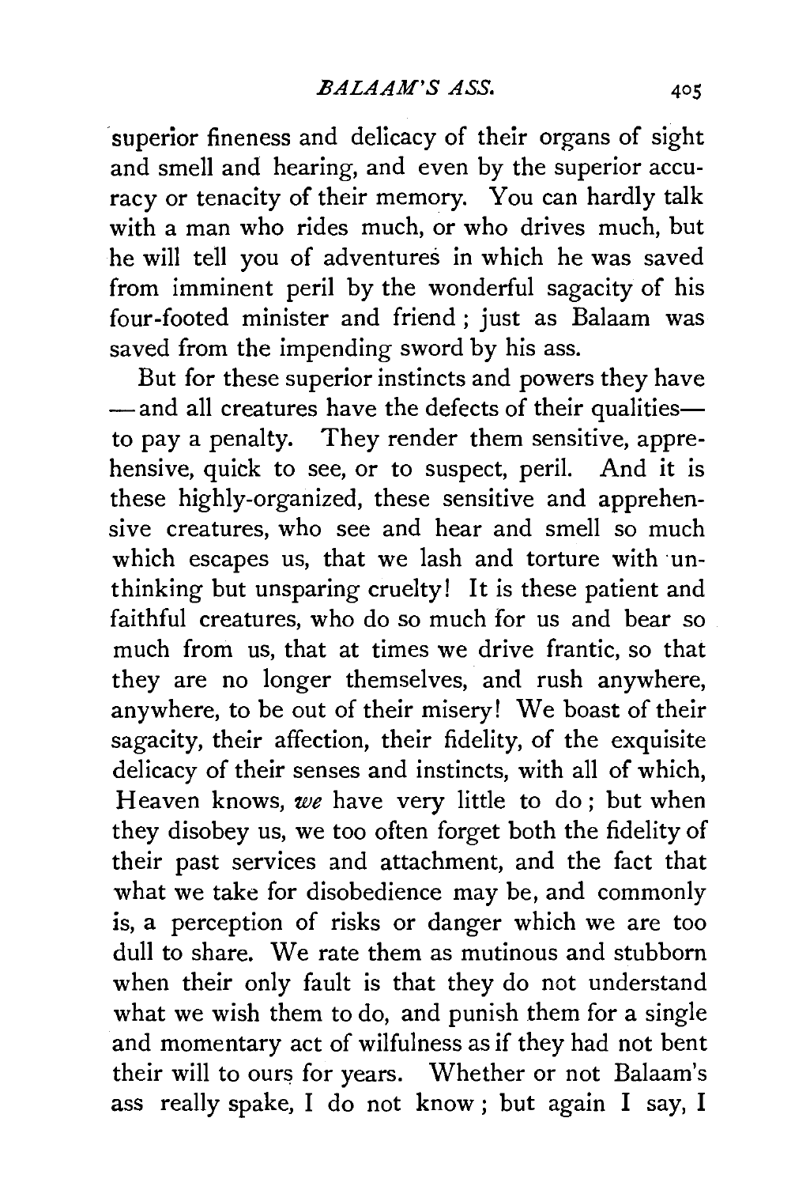superior fineness and delicacy of their organs of sight and smell and hearing, and even by the superior accuracy or tenacity of their memory. You can hardly talk with a man who rides much, or who drives much, but he will tell you of adventures in which he was saved from imminent peril by the wonderful sagacity of his four-footed minister and friend; just as Balaam was saved from the impending sword by his ass.

But for these superior instincts and powers they have—and all creatures have the defects of their qualities—to pay a penalty. They render them sensitive, apprehensive, quick to see, or to suspect, peril. And it is these highly-organized, these sensitive and apprehensive creatures, who see and hear and smell so much which escapes us, that we lash and torture with unthinking but unsparing cruelty! It is these patient and faithful creatures, who do so much for us and bear so much from us, that at times we drive frantic, so that they are no longer themselves, and rush anywhere, anywhere, to be out of their misery! We boast of their sagacity, their affection, their fidelity, of the exquisite delicacy of their senses and instincts, with all of which, Heaven knows, *we* have very little to do; but when they disobey us, we too often forget both the fidelity of their past services and attachment, and the fact that what we take for disobedience may be, and commonly is, a perception of risks or danger which we are too dull to share. We rate them as mutinous and stubborn when their only fault is that they do not understand what we wish them to do, and punish them for a single and momentary act of wilfulness as if they had not bent their will to ours for years. Whether or not Balaam's ass really spake, I do not know; but again I say, I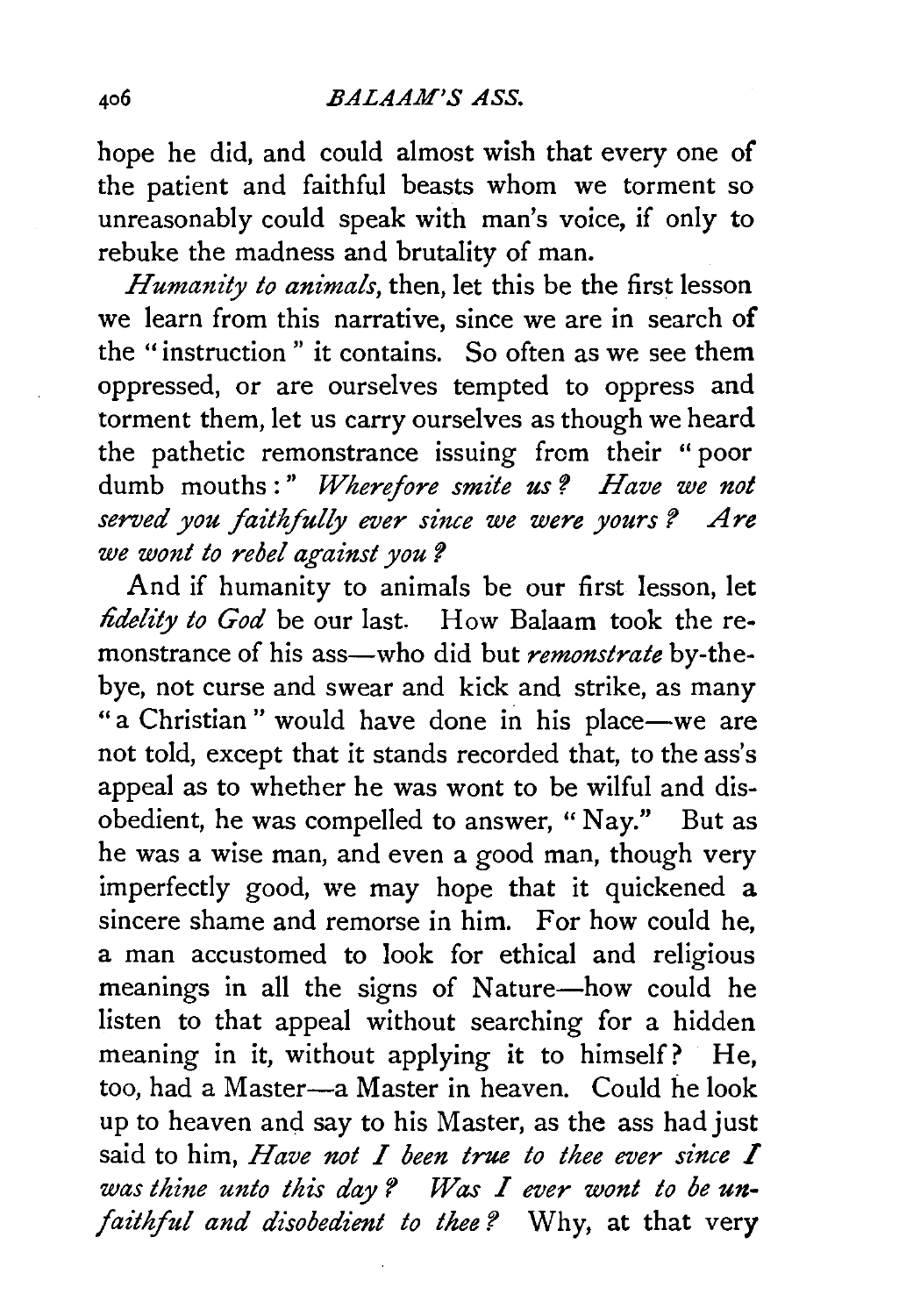hope he did, and could almost wish that every one of the patient and faithful beasts whom we torment so unreasonably could speak with man's voice, if only to rebuke the madness and brutality of man.

*Humanity to animals*, then, let this be the first lesson we learn from this narrative, since we are in search of the "instruction" it contains. So often as we see them oppressed, or are ourselves tempted to oppress and torment them, let us carry ourselves as though we heard the pathetic remonstrance issuing from their "poor dumb mouths:" *Wherefore smite us? Have we not served you faithfully ever since we were yours? Are we wont to rebel against you?*

And if humanity to animals be our first lesson, let *fidelity to God* be our last. How Balaam took the remonstrance of his ass—who did but *remonstrate* by-the-bye, not curse and swear and kick and strike, as many "a Christian" would have done in his place—we are not told, except that it stands recorded that, to the ass's appeal as to whether he was wont to be wilful and disobedient, he was compelled to answer, "Nay." But as he was a wise man, and even a good man, though very imperfectly good, we may hope that it quickened a sincere shame and remorse in him. For how could he, a man accustomed to look for ethical and religious meanings in all the signs of Nature—how could he listen to that appeal without searching for a hidden meaning in it, without applying it to himself? He, too, had a Master—a Master in heaven. Could he look up to heaven and say to his Master, as the ass had just said to him, *Have not I been true to thee ever since I was thine unto this day? Was I ever wont to be unfaithful and disobedient to thee?* Why, at that very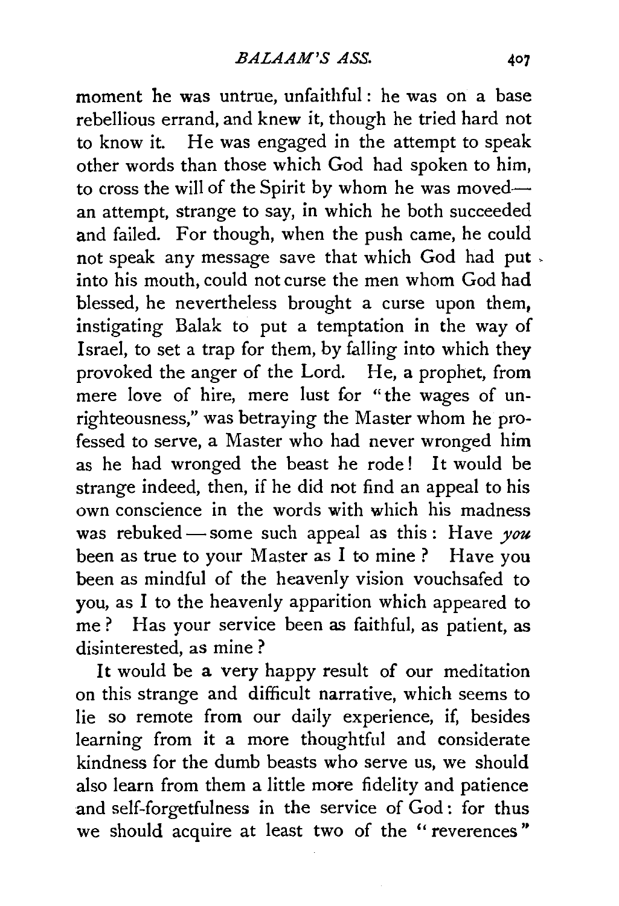moment he was untrue, unfaithful: he was on a base rebellious errand, and knew it, though he tried hard not to know it. He was engaged in the attempt to speak other words than those which God had spoken to him, to cross the will of the Spirit by whom he was moved—an attempt, strange to say, in which he both succeeded and failed. For though, when the push came, he could not speak any message save that which God had put into his mouth, could not curse the men whom God had blessed, he nevertheless brought a curse upon them, instigating Balak to put a temptation in the way of Israel, to set a trap for them, by falling into which they provoked the anger of the Lord. He, a prophet, from mere love of hire, mere lust for "the wages of unrighteousness," was betraying the Master whom he professed to serve, a Master who had never wronged him as he had wronged the beast he rode! It would be strange indeed, then, if he did not find an appeal to his own conscience in the words with which his madness was rebuked—some such appeal as this: Have *you* been as true to your Master as I to mine? Have you been as mindful of the heavenly vision vouchsafed to you, as I to the heavenly apparition which appeared to me? Has your service been as faithful, as patient, as disinterested, as mine?

It would be a very happy result of our meditation on this strange and difficult narrative, which seems to lie so remote from our daily experience, if, besides learning from it a more thoughtful and considerate kindness for the dumb beasts who serve us, we should also learn from them a little more fidelity and patience and self-forgetfulness in the service of God: for thus we should acquire at least two of the "reverences"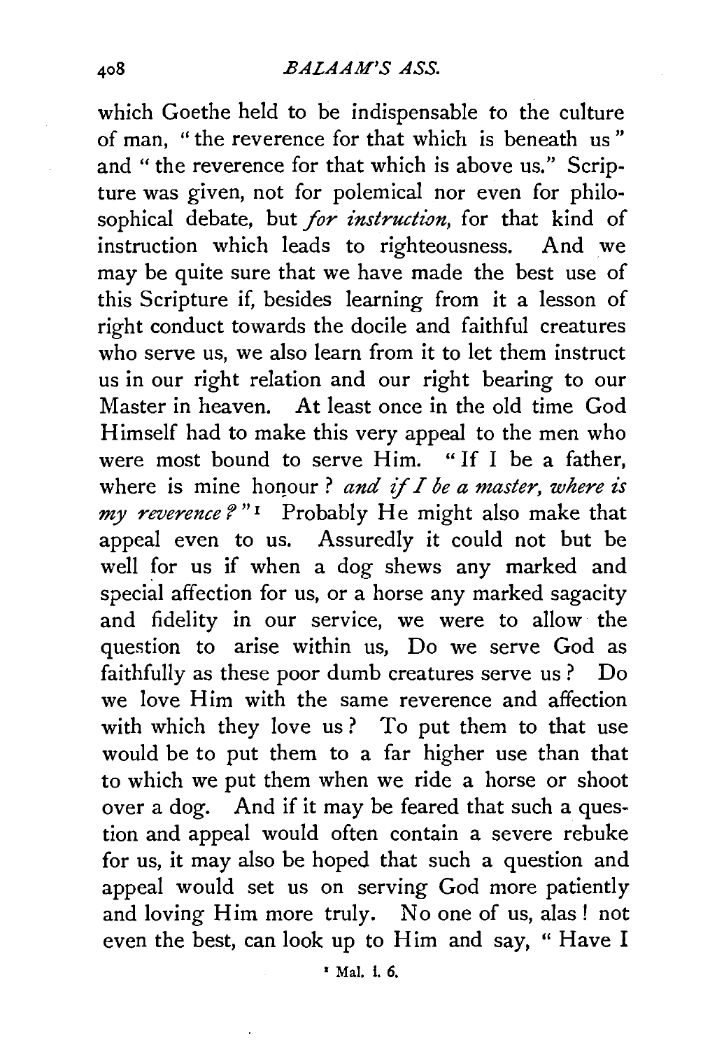which Goethe held to be indispensable to the culture of man, "the reverence for that which is beneath us" and "the reverence for that which is above us." Scripture was given, not for polemical nor even for philosophical debate, but *for instruction*, for that kind of instruction which leads to righteousness. And we may be quite sure that we have made the best use of this Scripture if, besides learning from it a lesson of right conduct towards the docile and faithful creatures who serve us, we also learn from it to let them instruct us in our right relation and our right bearing to our Master in heaven. At least once in the old time God Himself had to make this very appeal to the men who were most bound to serve Him. "If I be a father, where is mine honour? *and if I be a master, where is my reverence?*"[1] Probably He might also make that appeal even to us. Assuredly it could not but be well for us if when a dog shews any marked and special affection for us, or a horse any marked sagacity and fidelity in our service, we were to allow the question to arise within us, Do we serve God as faithfully as these poor dumb creatures serve us? Do we love Him with the same reverence and affection with which they love us? To put them to that use would be to put them to a far higher use than that to which we put them when we ride a horse or shoot over a dog. And if it may be feared that such a question and appeal would often contain a severe rebuke for us, it may also be hoped that such a question and appeal would set us on serving God more patiently and loving Him more truly. No one of us, alas! not even the best, can look up to Him and say, "Have I

[1] Mal. i. 6.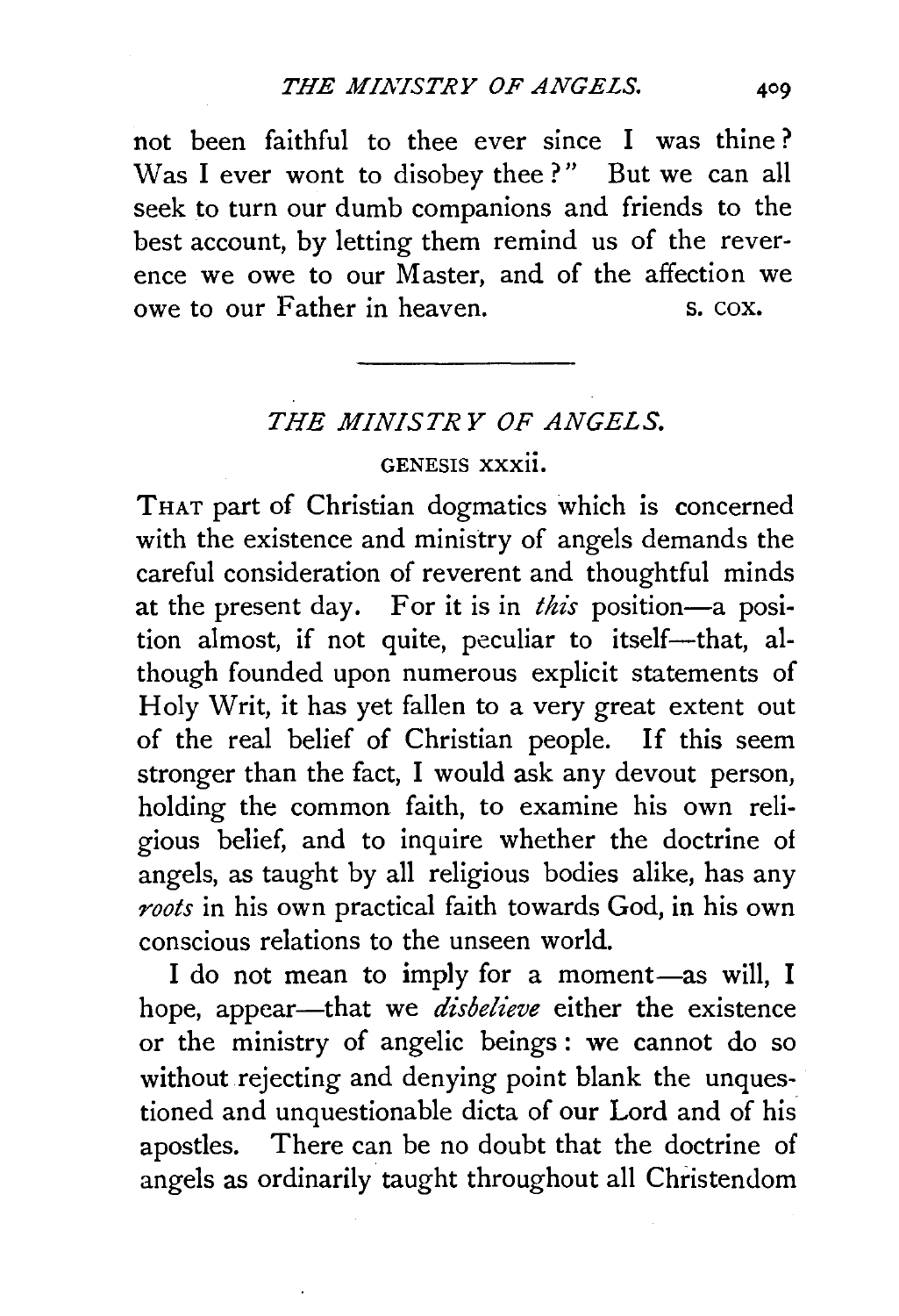not been faithful to thee ever since I was thine? Was I ever wont to disobey thee?" But we can all seek to turn our dumb companions and friends to the best account, by letting them remind us of the reverence we owe to our Master, and of the affection we owe to our Father in heaven.

S. COX.

---

## *THE MINISTRY OF ANGELS.*

### GENESIS xxxii.

THAT part of Christian dogmatics which is concerned with the existence and ministry of angels demands the careful consideration of reverent and thoughtful minds at the present day. For it is in *this* position—a position almost, if not quite, peculiar to itself—that, although founded upon numerous explicit statements of Holy Writ, it has yet fallen to a very great extent out of the real belief of Christian people. If this seem stronger than the fact, I would ask any devout person, holding the common faith, to examine his own religious belief, and to inquire whether the doctrine of angels, as taught by all religious bodies alike, has any *roots* in his own practical faith towards God, in his own conscious relations to the unseen world.

I do not mean to imply for a moment—as will, I hope, appear—that we *disbelieve* either the existence or the ministry of angelic beings: we cannot do so without rejecting and denying point blank the unquestioned and unquestionable dicta of our Lord and of his apostles. There can be no doubt that the doctrine of angels as ordinarily taught throughout all Christendom